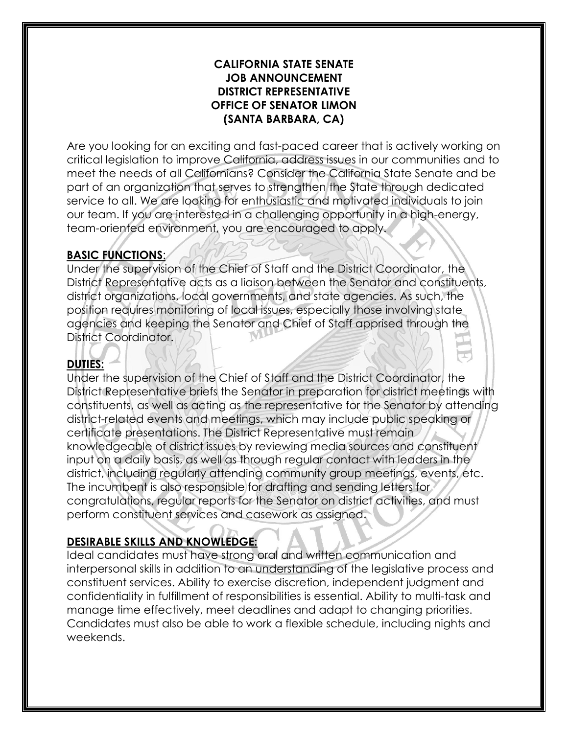# CALIFORNIA STATE SENATE
# JOB ANNOUNCEMENT
# DISTRICT REPRESENTATIVE
# OFFICE OF SENATOR LIMON
# (SANTA BARBARA, CA)

Are you looking for an exciting and fast-paced career that is actively working on critical legislation to improve California, address issues in our communities and to meet the needs of all Californians? Consider the California State Senate and be part of an organization that serves to strengthen the State through dedicated service to all. We are looking for enthusiastic and motivated individuals to join our team. If you are interested in a challenging opportunity in a high-energy, team-oriented environment, you are encouraged to apply.

## BASIC FUNCTIONS:

Under the supervision of the Chief of Staff and the District Coordinator, the District Representative acts as a liaison between the Senator and constituents, district organizations, local governments, and state agencies. As such, the position requires monitoring of local issues, especially those involving state agencies and keeping the Senator and Chief of Staff apprised through the District Coordinator.

## DUTIES:

Under the supervision of the Chief of Staff and the District Coordinator, the District Representative briefs the Senator in preparation for district meetings with constituents, as well as acting as the representative for the Senator by attending district-related events and meetings, which may include public speaking or certificate presentations. The District Representative must remain knowledgeable of district issues by reviewing media sources and constituent input on a daily basis, as well as through regular contact with leaders in the district, including regularly attending community group meetings, events, etc. The incumbent is also responsible for drafting and sending letters for congratulations, regular reports for the Senator on district activities, and must perform constituent services and casework as assigned.

## DESIRABLE SKILLS AND KNOWLEDGE:

Ideal candidates must have strong oral and written communication and interpersonal skills in addition to an understanding of the legislative process and constituent services. Ability to exercise discretion, independent judgment and confidentiality in fulfillment of responsibilities is essential. Ability to multi-task and manage time effectively, meet deadlines and adapt to changing priorities. Candidates must also be able to work a flexible schedule, including nights and weekends.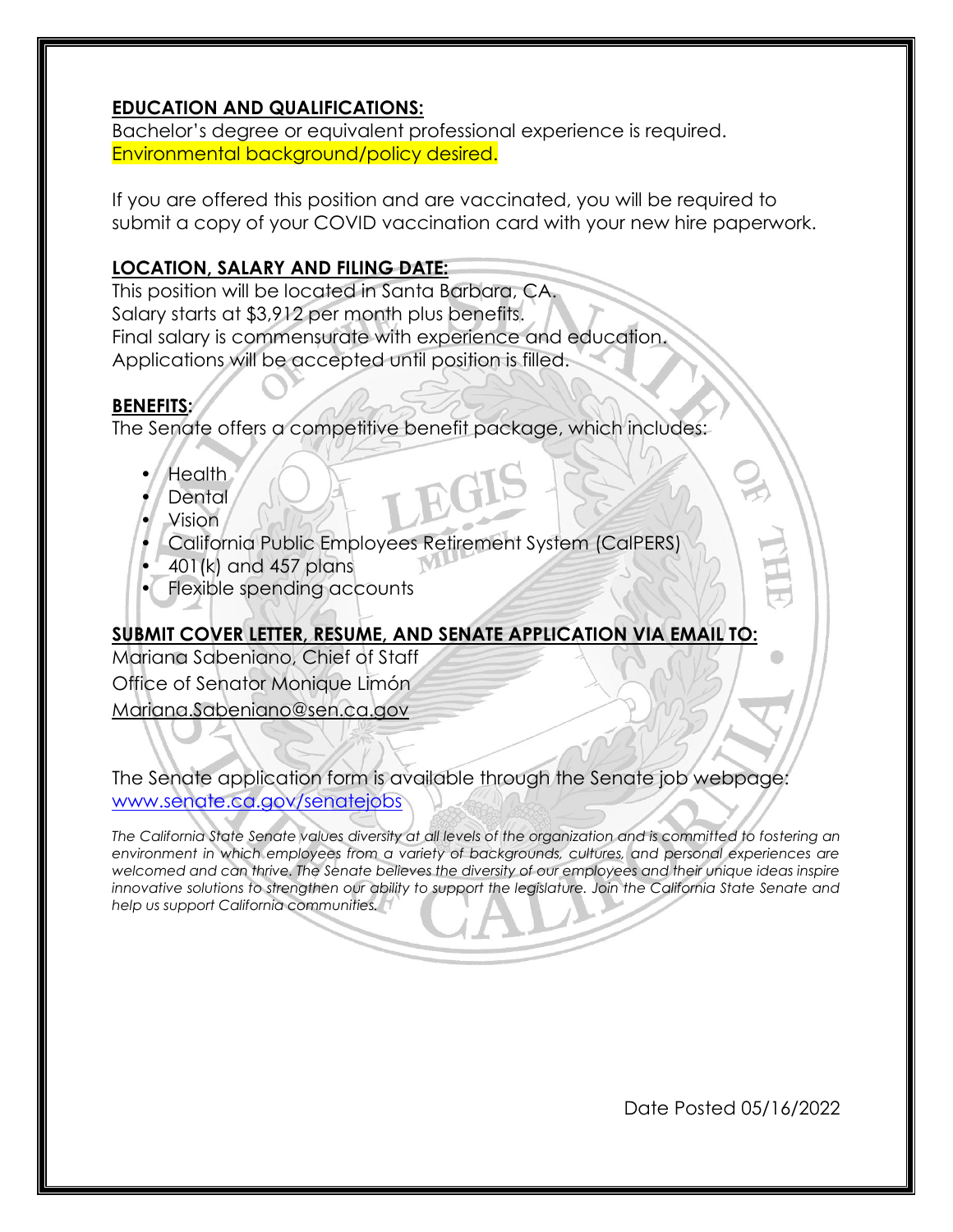**EDUCATION AND QUALIFICATIONS:**

Bachelor's degree or equivalent professional experience is required.
Environmental background/policy desired.

If you are offered this position and are vaccinated, you will be required to submit a copy of your COVID vaccination card with your new hire paperwork.

**LOCATION, SALARY AND FILING DATE:**

This position will be located in Santa Barbara, CA.
Salary starts at $3,912 per month plus benefits.
Final salary is commensurate with experience and education.
Applications will be accepted until position is filled.

**BENEFITS:**

The Senate offers a competitive benefit package, which includes:

- Health
- Dental
- Vision
- California Public Employees Retirement System (CalPERS)
- 401(k) and 457 plans
- Flexible spending accounts

**SUBMIT COVER LETTER, RESUME, AND SENATE APPLICATION VIA EMAIL TO:**

Mariana Sabeniano, Chief of Staff
Office of Senator Monique Limón
Mariana.Sabeniano@sen.ca.gov

The Senate application form is available through the Senate job webpage: www.senate.ca.gov/senatejobs

*The California State Senate values diversity at all levels of the organization and is committed to fostering an environment in which employees from a variety of backgrounds, cultures, and personal experiences are welcomed and can thrive. The Senate believes the diversity of our employees and their unique ideas inspire innovative solutions to strengthen our ability to support the legislature. Join the California State Senate and help us support California communities.*

Date Posted 05/16/2022